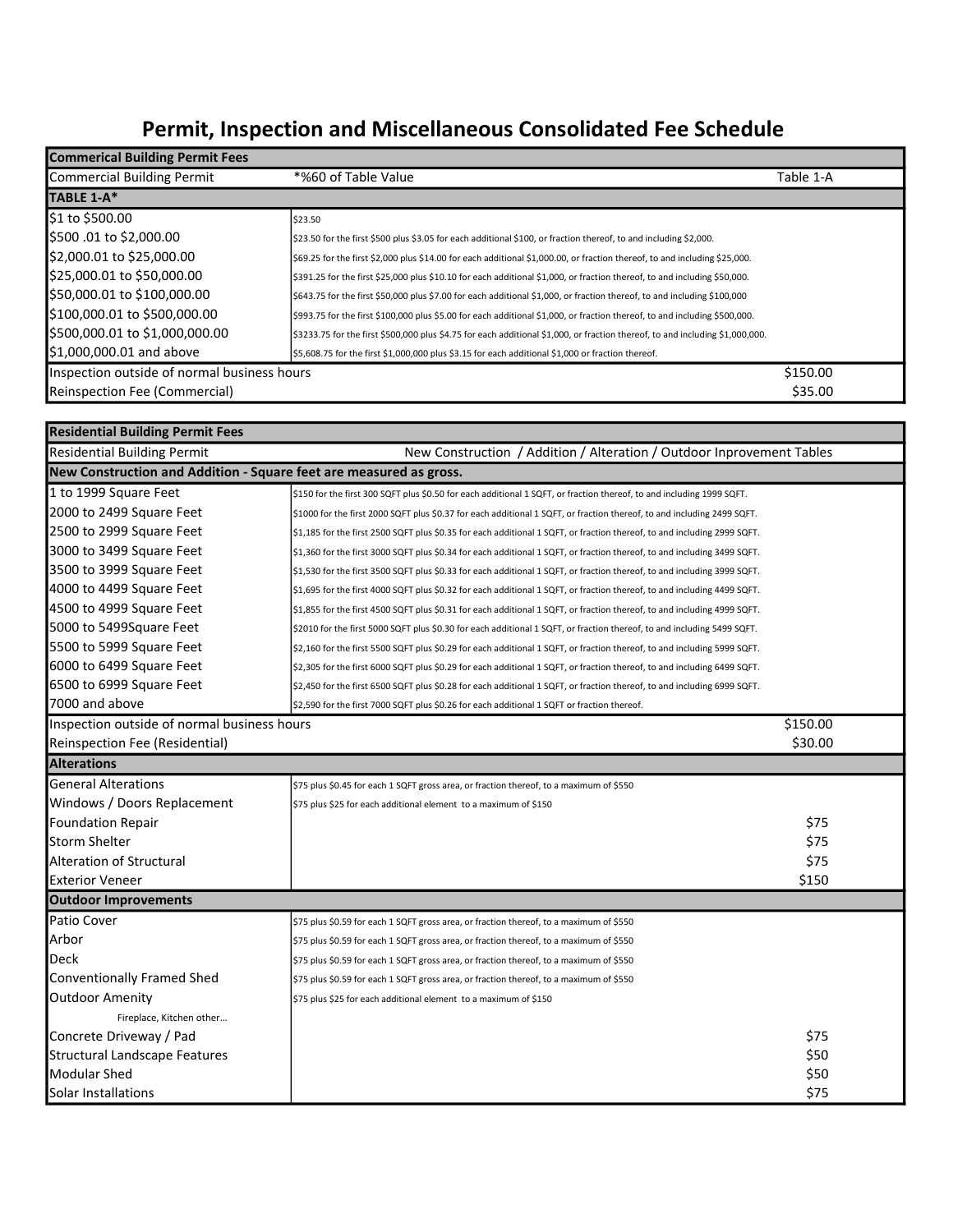# Permit, Inspection and Miscellaneous Consolidated Fee Schedule

| Commerical Building Permit Fees | | |
|---|---|---|
| Commercial Building Permit | *%60 of Table Value | Table 1-A |
| **TABLE 1-A*** | | |
| $1 to $500.00 | $23.50 | |
| $500 .01 to $2,000.00 | $23.50 for the first $500 plus $3.05 for each additional $100, or fraction thereof, to and including $2,000. | |
| $2,000.01 to $25,000.00 | $69.25 for the first $2,000 plus $14.00 for each additional $1,000.00, or fraction thereof, to and including $25,000. | |
| $25,000.01 to $50,000.00 | $391.25 for the first $25,000 plus $10.10 for each additional $1,000, or fraction thereof, to and including $50,000. | |
| $50,000.01 to $100,000.00 | $643.75 for the first $50,000 plus $7.00 for each additional $1,000, or fraction thereof, to and including $100,000 | |
| $100,000.01 to $500,000.00 | $993.75 for the first $100,000 plus $5.00 for each additional $1,000, or fraction thereof, to and including $500,000. | |
| $500,000.01 to $1,000,000.00 | $3233.75 for the first $500,000 plus $4.75 for each additional $1,000, or fraction thereof, to and including $1,000,000. | |
| $1,000,000.01 and above | $5,608.75 for the first $1,000,000 plus $3.15 for each additional $1,000 or fraction thereof. | |
| Inspection outside of normal business hours | | $150.00 |
| Reinspection Fee (Commercial) | | $35.00 |

| Residential Building Permit Fees | | |
|---|---|---|
| Residential Building Permit | New Construction / Addition / Alteration / Outdoor Inprovement Tables | |
| **New Construction and Addition - Square feet are measured as gross.** | | |
| 1 to 1999 Square Feet | $150 for the first 300 SQFT plus $0.50 for each additional 1 SQFT, or fraction thereof, to and including 1999 SQFT. | |
| 2000 to 2499 Square Feet | $1000 for the first 2000 SQFT plus $0.37 for each additional 1 SQFT, or fraction thereof, to and including 2499 SQFT. | |
| 2500 to 2999 Square Feet | $1,185 for the first 2500 SQFT plus $0.35 for each additional 1 SQFT, or fraction thereof, to and including 2999 SQFT. | |
| 3000 to 3499 Square Feet | $1,360 for the first 3000 SQFT plus $0.34 for each additional 1 SQFT, or fraction thereof, to and including 3499 SQFT. | |
| 3500 to 3999 Square Feet | $1,530 for the first 3500 SQFT plus $0.33 for each additional 1 SQFT, or fraction thereof, to and including 3999 SQFT. | |
| 4000 to 4499 Square Feet | $1,695 for the first 4000 SQFT plus $0.32 for each additional 1 SQFT, or fraction thereof, to and including 4499 SQFT. | |
| 4500 to 4999 Square Feet | $1,855 for the first 4500 SQFT plus $0.31 for each additional 1 SQFT, or fraction thereof, to and including 4999 SQFT. | |
| 5000 to 5499Square Feet | $2010 for the first 5000 SQFT plus $0.30 for each additional 1 SQFT, or fraction thereof, to and including 5499 SQFT. | |
| 5500 to 5999 Square Feet | $2,160 for the first 5500 SQFT plus $0.29 for each additional 1 SQFT, or fraction thereof, to and including 5999 SQFT. | |
| 6000 to 6499 Square Feet | $2,305 for the first 6000 SQFT plus $0.29 for each additional 1 SQFT, or fraction thereof, to and including 6499 SQFT. | |
| 6500 to 6999 Square Feet | $2,450 for the first 6500 SQFT plus $0.28 for each additional 1 SQFT, or fraction thereof, to and including 6999 SQFT. | |
| 7000 and above | $2,590 for the first 7000 SQFT plus $0.26 for each additional 1 SQFT or fraction thereof. | |
| Inspection outside of normal business hours | | $150.00 |
| Reinspection Fee (Residential) | | $30.00 |
| **Alterations** | | |
| General Alterations | $75 plus $0.45 for each 1 SQFT gross area, or fraction thereof, to a maximum of $550 | |
| Windows / Doors Replacement | $75 plus $25 for each additional element to a maximum of $150 | |
| Foundation Repair | | $75 |
| Storm Shelter | | $75 |
| Alteration of Structural | | $75 |
| Exterior Veneer | | $150 |
| **Outdoor Improvements** | | |
| Patio Cover | $75 plus $0.59 for each 1 SQFT gross area, or fraction thereof, to a maximum of $550 | |
| Arbor | $75 plus $0.59 for each 1 SQFT gross area, or fraction thereof, to a maximum of $550 | |
| Deck | $75 plus $0.59 for each 1 SQFT gross area, or fraction thereof, to a maximum of $550 | |
| Conventionally Framed Shed | $75 plus $0.59 for each 1 SQFT gross area, or fraction thereof, to a maximum of $550 | |
| Outdoor Amenity<br>Fireplace, Kitchen other… | $75 plus $25 for each additional element to a maximum of $150 | |
| Concrete Driveway / Pad | | $75 |
| Structural Landscape Features | | $50 |
| Modular Shed | | $50 |
| Solar Installations | | $75 |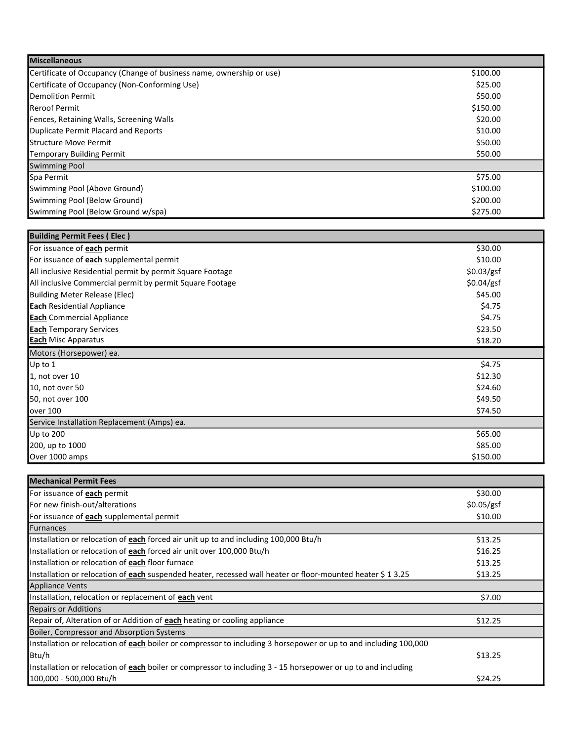| Miscellaneous | |
|---|---|
| Certificate of Occupancy (Change of business name, ownership or use) | $100.00 |
| Certificate of Occupancy (Non-Conforming Use) | $25.00 |
| Demolition Permit | $50.00 |
| Reroof Permit | $150.00 |
| Fences, Retaining Walls, Screening Walls | $20.00 |
| Duplicate Permit Placard and Reports | $10.00 |
| Structure Move Permit | $50.00 |
| Temporary Building Permit | $50.00 |
| Swimming Pool | |
| Spa Permit | $75.00 |
| Swimming Pool (Above Ground) | $100.00 |
| Swimming Pool (Below Ground) | $200.00 |
| Swimming Pool (Below Ground w/spa) | $275.00 |

| Building Permit Fees ( Elec ) | |
|---|---|
| For issuance of **each** permit | $30.00 |
| For issuance of **each** supplemental permit | $10.00 |
| All inclusive Residential permit by permit Square Footage | $0.03/gsf |
| All inclusive Commercial permit by permit Square Footage | $0.04/gsf |
| Building Meter Release (Elec) | $45.00 |
| **Each** Residential Appliance | $4.75 |
| **Each** Commercial Appliance | $4.75 |
| **Each** Temporary Services | $23.50 |
| **Each** Misc Apparatus | $18.20 |
| Motors (Horsepower) ea. | |
| Up to 1 | $4.75 |
| 1, not over 10 | $12.30 |
| 10, not over 50 | $24.60 |
| 50, not over 100 | $49.50 |
| over 100 | $74.50 |
| Service Installation Replacement (Amps) ea. | |
| Up to 200 | $65.00 |
| 200, up to 1000 | $85.00 |
| Over 1000 amps | $150.00 |

| Mechanical Permit Fees | |
|---|---|
| For issuance of **each** permit | $30.00 |
| For new finish-out/alterations | $0.05/gsf |
| For issuance of **each** supplemental permit | $10.00 |
| Furnances | |
| Installation or relocation of **each** forced air unit up to and including 100,000 Btu/h | $13.25 |
| Installation or relocation of **each** forced air unit over 100,000 Btu/h | $16.25 |
| Installation or relocation of **each** floor furnace | $13.25 |
| Installation or relocation of **each** suspended heater, recessed wall heater or floor-mounted heater $ 1 3.25 | $13.25 |
| Appliance Vents | |
| Installation, relocation or replacement of **each** vent | $7.00 |
| Repairs or Additions | |
| Repair of, Alteration of or Addition of **each** heating or cooling appliance | $12.25 |
| Boiler, Compressor and Absorption Systems | |
| Installation or relocation of **each** boiler or compressor to including 3 horsepower or up to and including 100,000 Btu/h | $13.25 |
| Installation or relocation of **each** boiler or compressor to including 3 - 15 horsepower or up to and including 100,000 - 500,000 Btu/h | $24.25 |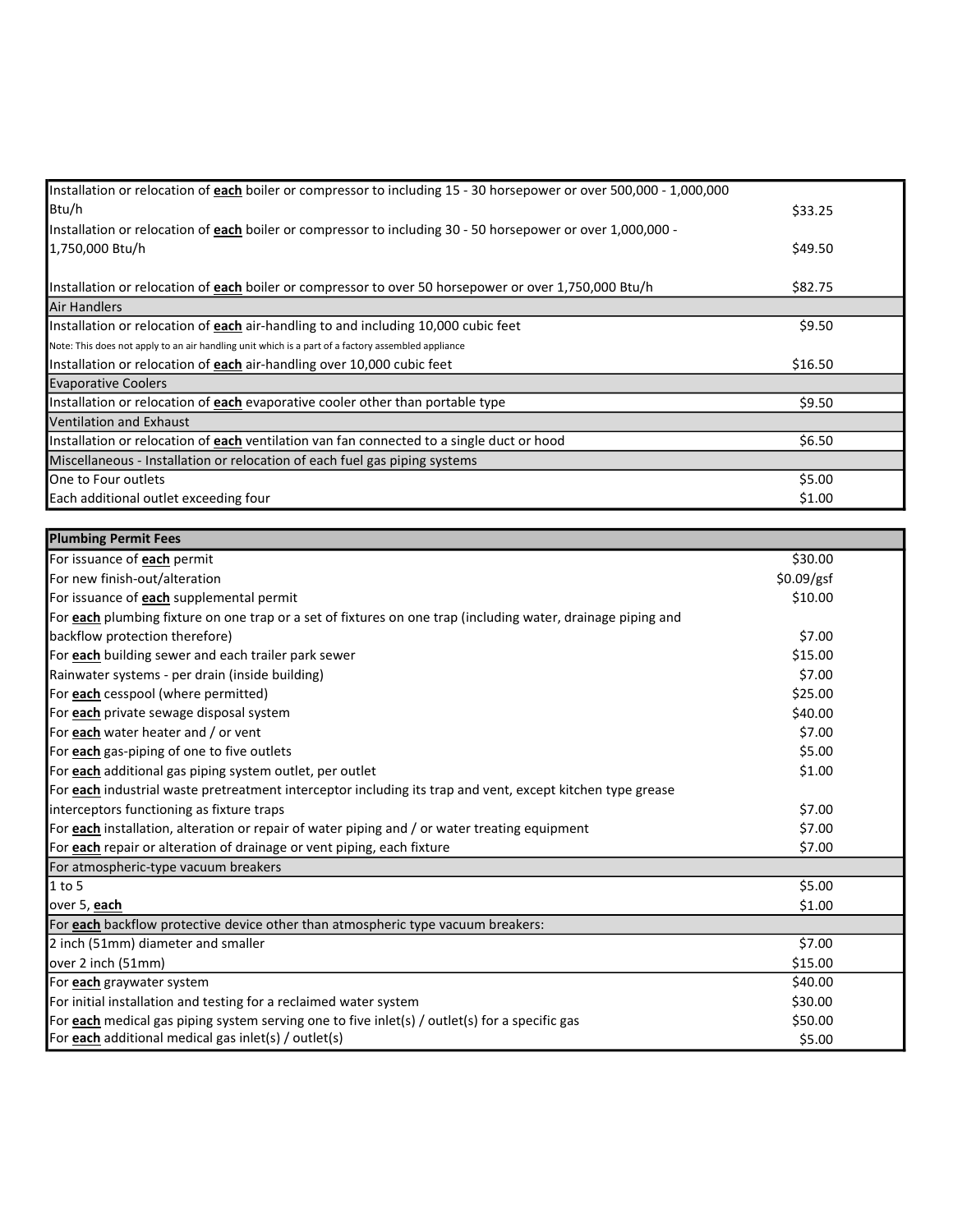| | |
|---|---|
| Installation or relocation of **each** boiler or compressor to including 15 - 30 horsepower or over 500,000 - 1,000,000 Btu/h | $33.25 |
| Installation or relocation of **each** boiler or compressor to including 30 - 50 horsepower or over 1,000,000 - 1,750,000 Btu/h | $49.50 |
| Installation or relocation of **each** boiler or compressor to over 50 horsepower or over 1,750,000 Btu/h | $82.75 |
| Air Handlers | |
| Installation or relocation of **each** air-handling to and including 10,000 cubic feet | $9.50 |
| Note: This does not apply to an air handling unit which is a part of a factory assembled appliance | |
| Installation or relocation of **each** air-handling over 10,000 cubic feet | $16.50 |
| Evaporative Coolers | |
| Installation or relocation of **each** evaporative cooler other than portable type | $9.50 |
| Ventilation and Exhaust | |
| Installation or relocation of **each** ventilation van fan connected to a single duct or hood | $6.50 |
| Miscellaneous - Installation or relocation of each fuel gas piping systems | |
| One to Four outlets | $5.00 |
| Each additional outlet exceeding four | $1.00 |

| **Plumbing Permit Fees** | |
|---|---|
| For issuance of **each** permit | $30.00 |
| For new finish-out/alteration | $0.09/gsf |
| For issuance of **each** supplemental permit | $10.00 |
| For **each** plumbing fixture on one trap or a set of fixtures on one trap (including water, drainage piping and backflow protection therefore) | $7.00 |
| For **each** building sewer and each trailer park sewer | $15.00 |
| Rainwater systems - per drain (inside building) | $7.00 |
| For **each** cesspool (where permitted) | $25.00 |
| For **each** private sewage disposal system | $40.00 |
| For **each** water heater and / or vent | $7.00 |
| For **each** gas-piping of one to five outlets | $5.00 |
| For **each** additional gas piping system outlet, per outlet | $1.00 |
| For **each** industrial waste pretreatment interceptor including its trap and vent, except kitchen type grease interceptors functioning as fixture traps | $7.00 |
| For **each** installation, alteration or repair of water piping and / or water treating equipment | $7.00 |
| For **each** repair or alteration of drainage or vent piping, each fixture | $7.00 |
| For atmospheric-type vacuum breakers | |
| 1 to 5 | $5.00 |
| over 5, **each** | $1.00 |
| For **each** backflow protective device other than atmospheric type vacuum breakers: | |
| 2 inch (51mm) diameter and smaller | $7.00 |
| over 2 inch (51mm) | $15.00 |
| For **each** graywater system | $40.00 |
| For initial installation and testing for a reclaimed water system | $30.00 |
| For **each** medical gas piping system serving one to five inlet(s) / outlet(s) for a specific gas | $50.00 |
| For **each** additional medical gas inlet(s) / outlet(s) | $5.00 |